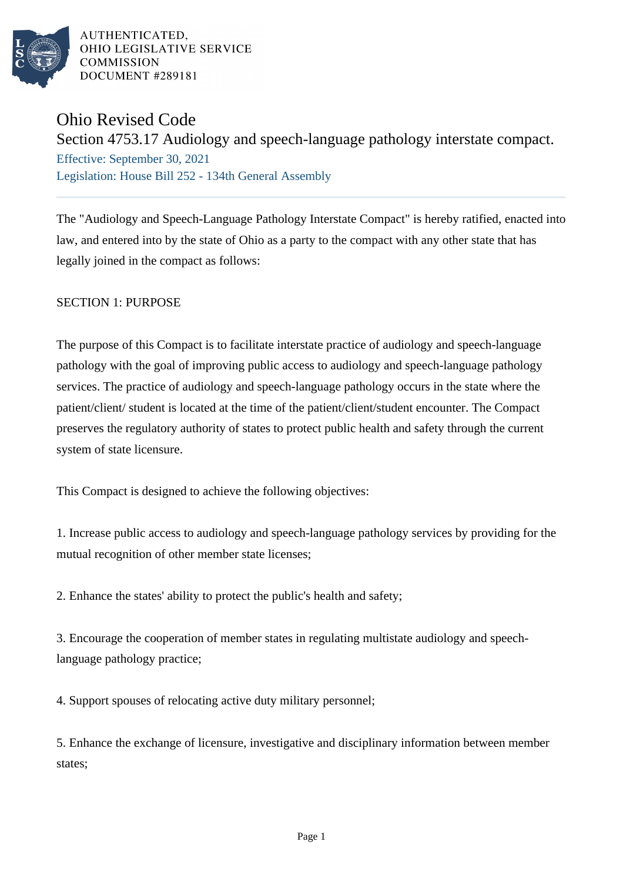AUTHENTICATED,
OHIO LEGISLATIVE SERVICE
COMMISSION
DOCUMENT #289181

# Ohio Revised Code

## Section 4753.17 Audiology and speech-language pathology interstate compact.

Effective: September 30, 2021

Legislation: House Bill 252 - 134th General Assembly

---

The "Audiology and Speech-Language Pathology Interstate Compact" is hereby ratified, enacted into law, and entered into by the state of Ohio as a party to the compact with any other state that has legally joined in the compact as follows:

SECTION 1: PURPOSE

The purpose of this Compact is to facilitate interstate practice of audiology and speech-language pathology with the goal of improving public access to audiology and speech-language pathology services. The practice of audiology and speech-language pathology occurs in the state where the patient/client/ student is located at the time of the patient/client/student encounter. The Compact preserves the regulatory authority of states to protect public health and safety through the current system of state licensure.

This Compact is designed to achieve the following objectives:

1. Increase public access to audiology and speech-language pathology services by providing for the mutual recognition of other member state licenses;

2. Enhance the states' ability to protect the public's health and safety;

3. Encourage the cooperation of member states in regulating multistate audiology and speech-language pathology practice;

4. Support spouses of relocating active duty military personnel;

5. Enhance the exchange of licensure, investigative and disciplinary information between member states;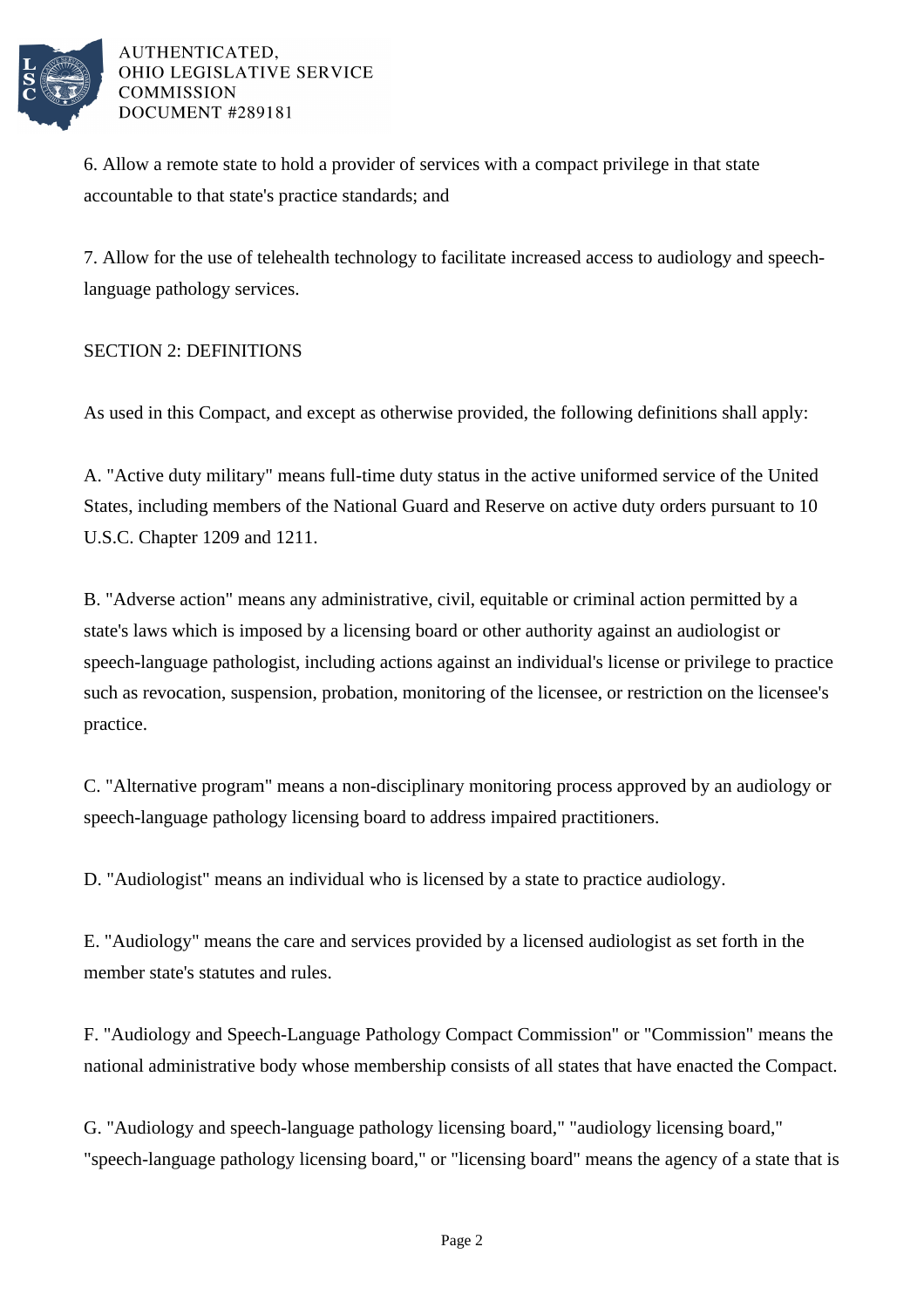6. Allow a remote state to hold a provider of services with a compact privilege in that state accountable to that state's practice standards; and

7. Allow for the use of telehealth technology to facilitate increased access to audiology and speech-language pathology services.

SECTION 2: DEFINITIONS

As used in this Compact, and except as otherwise provided, the following definitions shall apply:

A. "Active duty military" means full-time duty status in the active uniformed service of the United States, including members of the National Guard and Reserve on active duty orders pursuant to 10 U.S.C. Chapter 1209 and 1211.

B. "Adverse action" means any administrative, civil, equitable or criminal action permitted by a state's laws which is imposed by a licensing board or other authority against an audiologist or speech-language pathologist, including actions against an individual's license or privilege to practice such as revocation, suspension, probation, monitoring of the licensee, or restriction on the licensee's practice.

C. "Alternative program" means a non-disciplinary monitoring process approved by an audiology or speech-language pathology licensing board to address impaired practitioners.

D. "Audiologist" means an individual who is licensed by a state to practice audiology.

E. "Audiology" means the care and services provided by a licensed audiologist as set forth in the member state's statutes and rules.

F. "Audiology and Speech-Language Pathology Compact Commission" or "Commission" means the national administrative body whose membership consists of all states that have enacted the Compact.

G. "Audiology and speech-language pathology licensing board," "audiology licensing board," "speech-language pathology licensing board," or "licensing board" means the agency of a state that is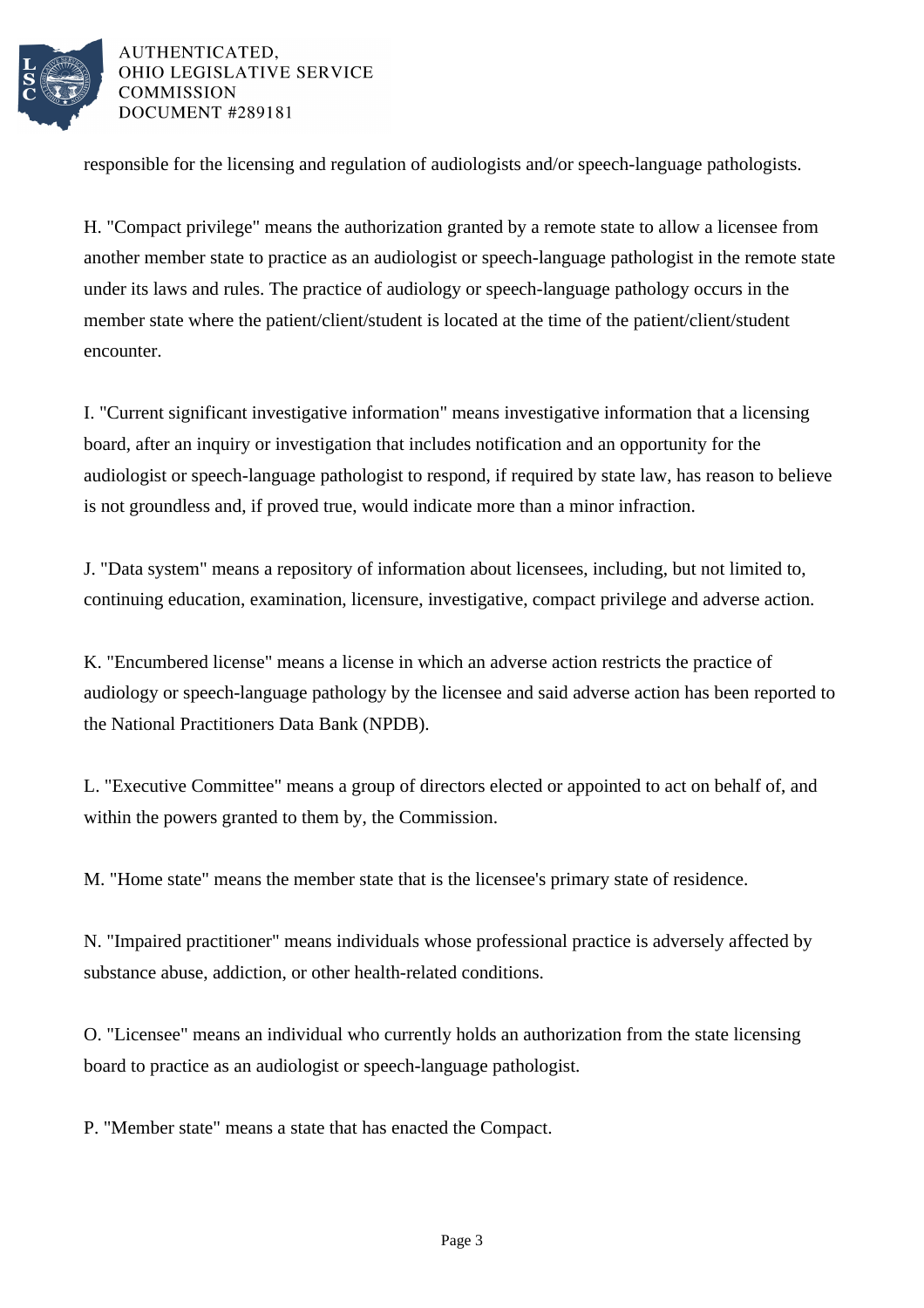responsible for the licensing and regulation of audiologists and/or speech-language pathologists.

H. "Compact privilege" means the authorization granted by a remote state to allow a licensee from another member state to practice as an audiologist or speech-language pathologist in the remote state under its laws and rules. The practice of audiology or speech-language pathology occurs in the member state where the patient/client/student is located at the time of the patient/client/student encounter.

I. "Current significant investigative information" means investigative information that a licensing board, after an inquiry or investigation that includes notification and an opportunity for the audiologist or speech-language pathologist to respond, if required by state law, has reason to believe is not groundless and, if proved true, would indicate more than a minor infraction.

J. "Data system" means a repository of information about licensees, including, but not limited to, continuing education, examination, licensure, investigative, compact privilege and adverse action.

K. "Encumbered license" means a license in which an adverse action restricts the practice of audiology or speech-language pathology by the licensee and said adverse action has been reported to the National Practitioners Data Bank (NPDB).

L. "Executive Committee" means a group of directors elected or appointed to act on behalf of, and within the powers granted to them by, the Commission.

M. "Home state" means the member state that is the licensee's primary state of residence.

N. "Impaired practitioner" means individuals whose professional practice is adversely affected by substance abuse, addiction, or other health-related conditions.

O. "Licensee" means an individual who currently holds an authorization from the state licensing board to practice as an audiologist or speech-language pathologist.

P. "Member state" means a state that has enacted the Compact.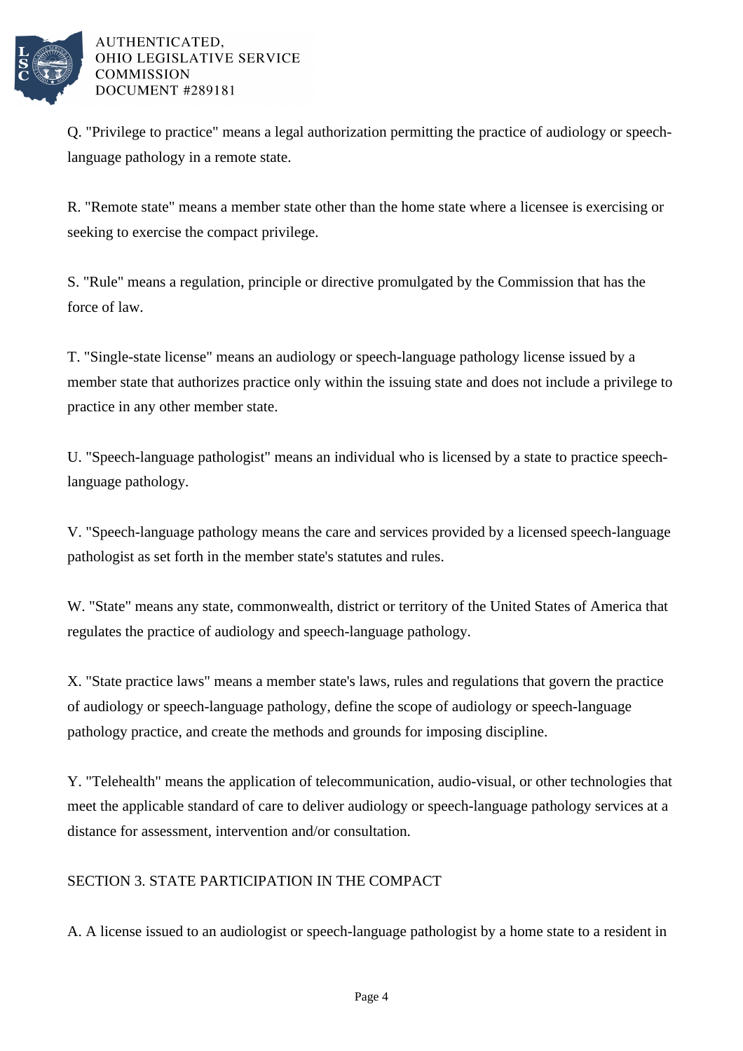Q. "Privilege to practice" means a legal authorization permitting the practice of audiology or speech-language pathology in a remote state.

R. "Remote state" means a member state other than the home state where a licensee is exercising or seeking to exercise the compact privilege.

S. "Rule" means a regulation, principle or directive promulgated by the Commission that has the force of law.

T. "Single-state license" means an audiology or speech-language pathology license issued by a member state that authorizes practice only within the issuing state and does not include a privilege to practice in any other member state.

U. "Speech-language pathologist" means an individual who is licensed by a state to practice speech-language pathology.

V. "Speech-language pathology means the care and services provided by a licensed speech-language pathologist as set forth in the member state's statutes and rules.

W. "State" means any state, commonwealth, district or territory of the United States of America that regulates the practice of audiology and speech-language pathology.

X. "State practice laws" means a member state's laws, rules and regulations that govern the practice of audiology or speech-language pathology, define the scope of audiology or speech-language pathology practice, and create the methods and grounds for imposing discipline.

Y. "Telehealth" means the application of telecommunication, audio-visual, or other technologies that meet the applicable standard of care to deliver audiology or speech-language pathology services at a distance for assessment, intervention and/or consultation.

SECTION 3. STATE PARTICIPATION IN THE COMPACT

A. A license issued to an audiologist or speech-language pathologist by a home state to a resident in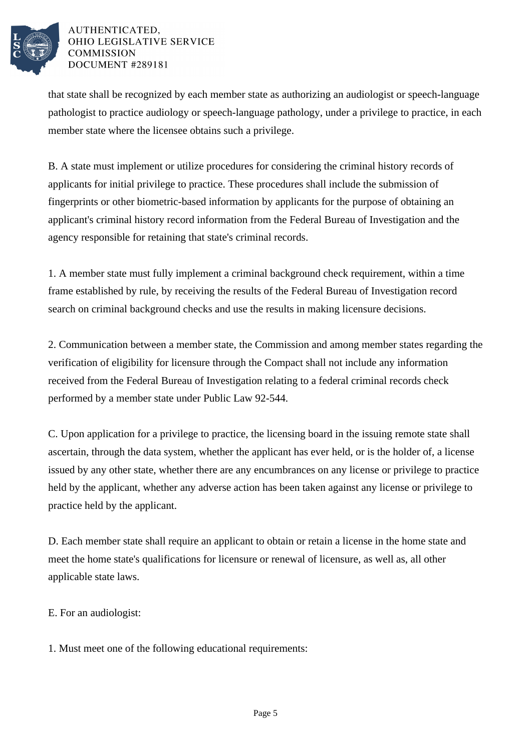that state shall be recognized by each member state as authorizing an audiologist or speech-language pathologist to practice audiology or speech-language pathology, under a privilege to practice, in each member state where the licensee obtains such a privilege.

B. A state must implement or utilize procedures for considering the criminal history records of applicants for initial privilege to practice. These procedures shall include the submission of fingerprints or other biometric-based information by applicants for the purpose of obtaining an applicant's criminal history record information from the Federal Bureau of Investigation and the agency responsible for retaining that state's criminal records.

1. A member state must fully implement a criminal background check requirement, within a time frame established by rule, by receiving the results of the Federal Bureau of Investigation record search on criminal background checks and use the results in making licensure decisions.

2. Communication between a member state, the Commission and among member states regarding the verification of eligibility for licensure through the Compact shall not include any information received from the Federal Bureau of Investigation relating to a federal criminal records check performed by a member state under Public Law 92-544.

C. Upon application for a privilege to practice, the licensing board in the issuing remote state shall ascertain, through the data system, whether the applicant has ever held, or is the holder of, a license issued by any other state, whether there are any encumbrances on any license or privilege to practice held by the applicant, whether any adverse action has been taken against any license or privilege to practice held by the applicant.

D. Each member state shall require an applicant to obtain or retain a license in the home state and meet the home state's qualifications for licensure or renewal of licensure, as well as, all other applicable state laws.

E. For an audiologist:

1. Must meet one of the following educational requirements: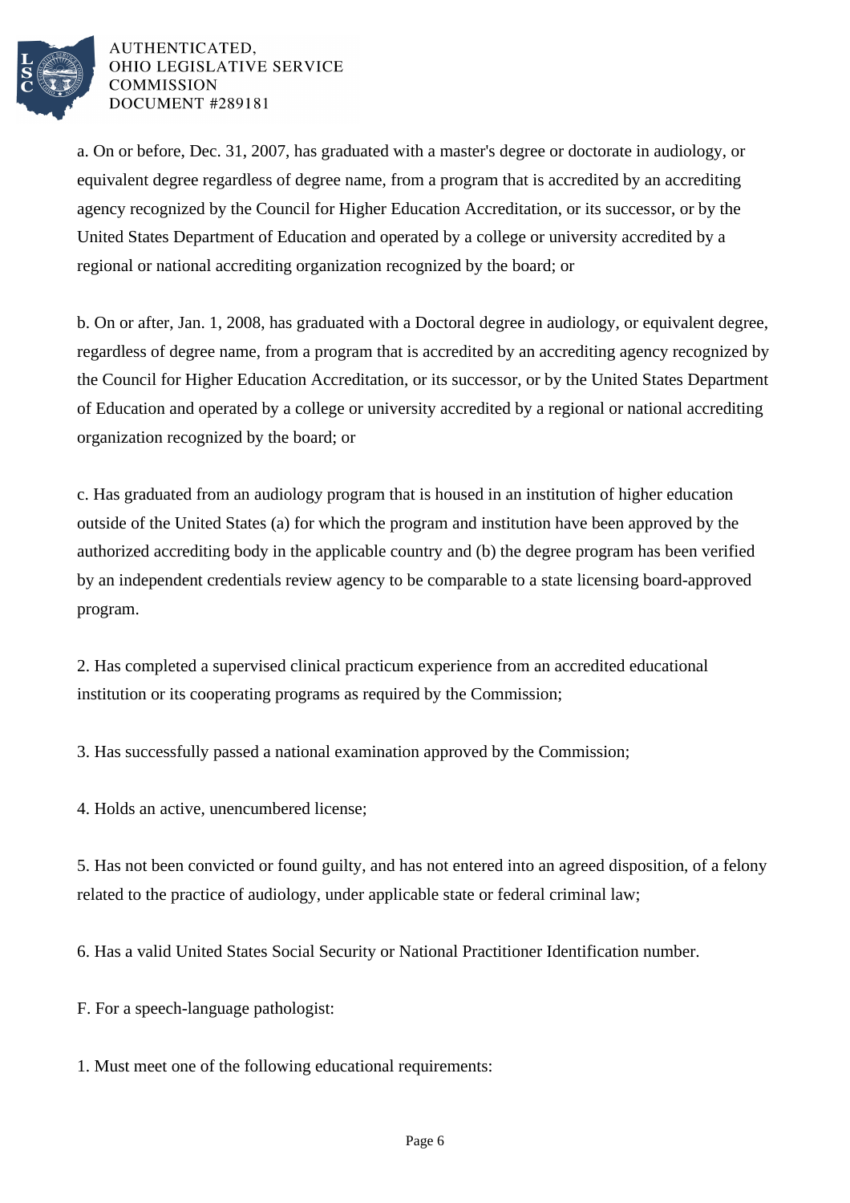a. On or before, Dec. 31, 2007, has graduated with a master's degree or doctorate in audiology, or equivalent degree regardless of degree name, from a program that is accredited by an accrediting agency recognized by the Council for Higher Education Accreditation, or its successor, or by the United States Department of Education and operated by a college or university accredited by a regional or national accrediting organization recognized by the board; or

b. On or after, Jan. 1, 2008, has graduated with a Doctoral degree in audiology, or equivalent degree, regardless of degree name, from a program that is accredited by an accrediting agency recognized by the Council for Higher Education Accreditation, or its successor, or by the United States Department of Education and operated by a college or university accredited by a regional or national accrediting organization recognized by the board; or

c. Has graduated from an audiology program that is housed in an institution of higher education outside of the United States (a) for which the program and institution have been approved by the authorized accrediting body in the applicable country and (b) the degree program has been verified by an independent credentials review agency to be comparable to a state licensing board-approved program.

2. Has completed a supervised clinical practicum experience from an accredited educational institution or its cooperating programs as required by the Commission;

3. Has successfully passed a national examination approved by the Commission;

4. Holds an active, unencumbered license;

5. Has not been convicted or found guilty, and has not entered into an agreed disposition, of a felony related to the practice of audiology, under applicable state or federal criminal law;

6. Has a valid United States Social Security or National Practitioner Identification number.

F. For a speech-language pathologist:

1. Must meet one of the following educational requirements: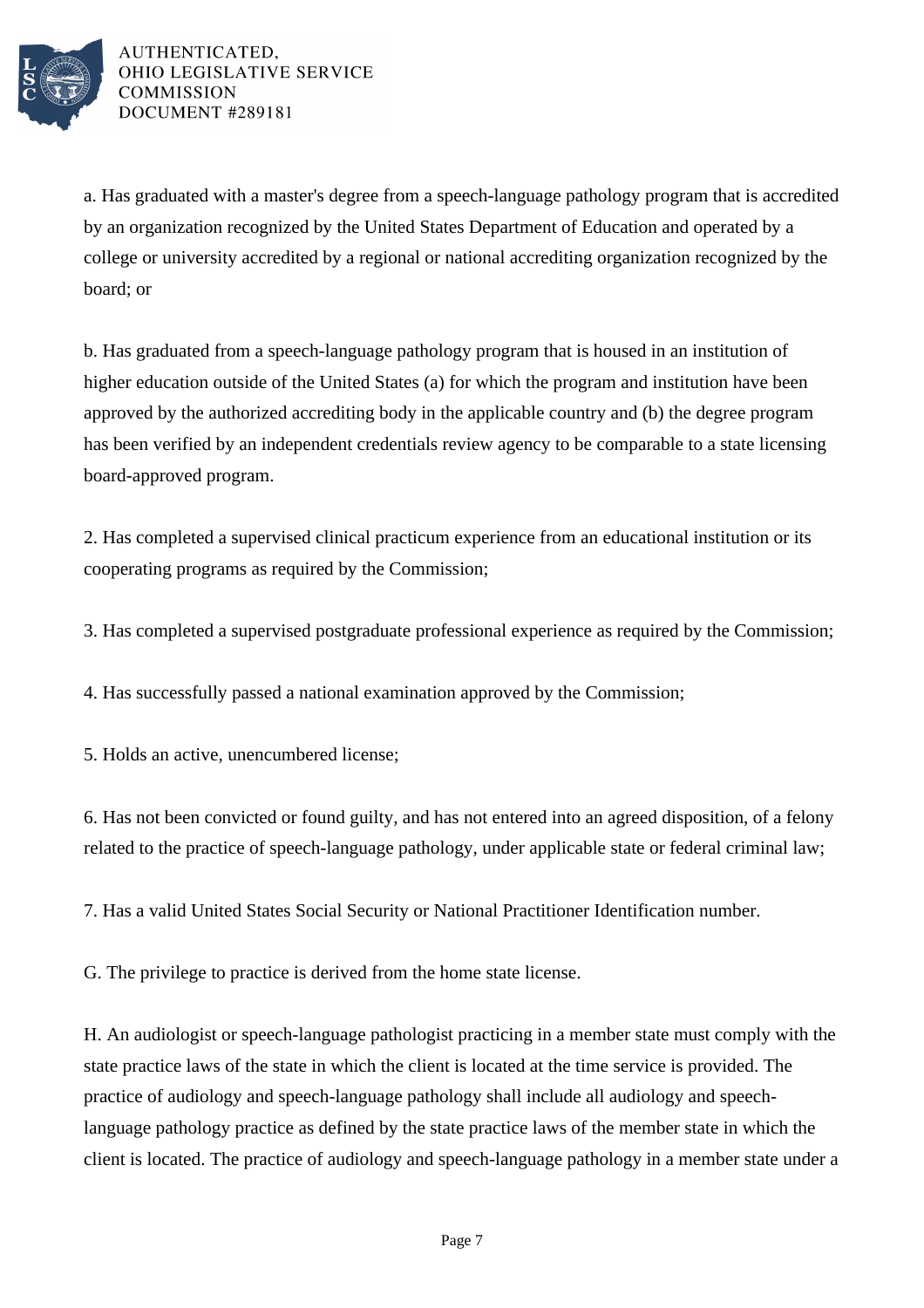a. Has graduated with a master's degree from a speech-language pathology program that is accredited by an organization recognized by the United States Department of Education and operated by a college or university accredited by a regional or national accrediting organization recognized by the board; or

b. Has graduated from a speech-language pathology program that is housed in an institution of higher education outside of the United States (a) for which the program and institution have been approved by the authorized accrediting body in the applicable country and (b) the degree program has been verified by an independent credentials review agency to be comparable to a state licensing board-approved program.

2. Has completed a supervised clinical practicum experience from an educational institution or its cooperating programs as required by the Commission;

3. Has completed a supervised postgraduate professional experience as required by the Commission;

4. Has successfully passed a national examination approved by the Commission;

5. Holds an active, unencumbered license;

6. Has not been convicted or found guilty, and has not entered into an agreed disposition, of a felony related to the practice of speech-language pathology, under applicable state or federal criminal law;

7. Has a valid United States Social Security or National Practitioner Identification number.

G. The privilege to practice is derived from the home state license.

H. An audiologist or speech-language pathologist practicing in a member state must comply with the state practice laws of the state in which the client is located at the time service is provided. The practice of audiology and speech-language pathology shall include all audiology and speech-language pathology practice as defined by the state practice laws of the member state in which the client is located. The practice of audiology and speech-language pathology in a member state under a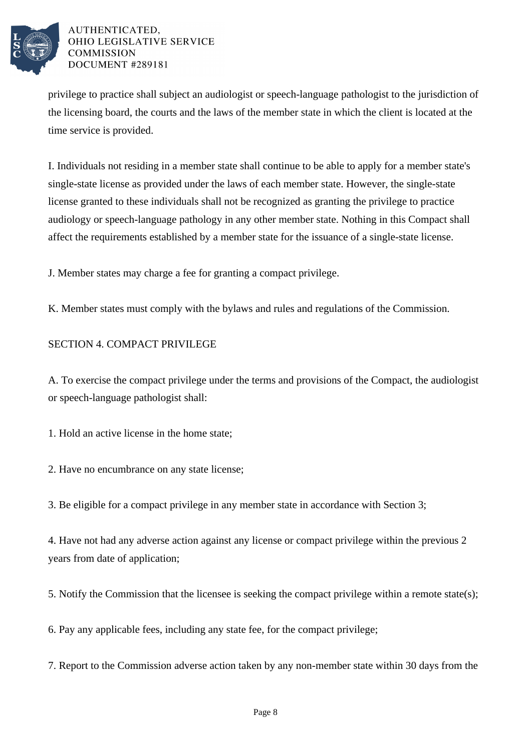privilege to practice shall subject an audiologist or speech-language pathologist to the jurisdiction of the licensing board, the courts and the laws of the member state in which the client is located at the time service is provided.

I. Individuals not residing in a member state shall continue to be able to apply for a member state's single-state license as provided under the laws of each member state. However, the single-state license granted to these individuals shall not be recognized as granting the privilege to practice audiology or speech-language pathology in any other member state. Nothing in this Compact shall affect the requirements established by a member state for the issuance of a single-state license.

J. Member states may charge a fee for granting a compact privilege.

K. Member states must comply with the bylaws and rules and regulations of the Commission.

SECTION 4. COMPACT PRIVILEGE

A. To exercise the compact privilege under the terms and provisions of the Compact, the audiologist or speech-language pathologist shall:

1. Hold an active license in the home state;

2. Have no encumbrance on any state license;

3. Be eligible for a compact privilege in any member state in accordance with Section 3;

4. Have not had any adverse action against any license or compact privilege within the previous 2 years from date of application;

5. Notify the Commission that the licensee is seeking the compact privilege within a remote state(s);

6. Pay any applicable fees, including any state fee, for the compact privilege;

7. Report to the Commission adverse action taken by any non-member state within 30 days from the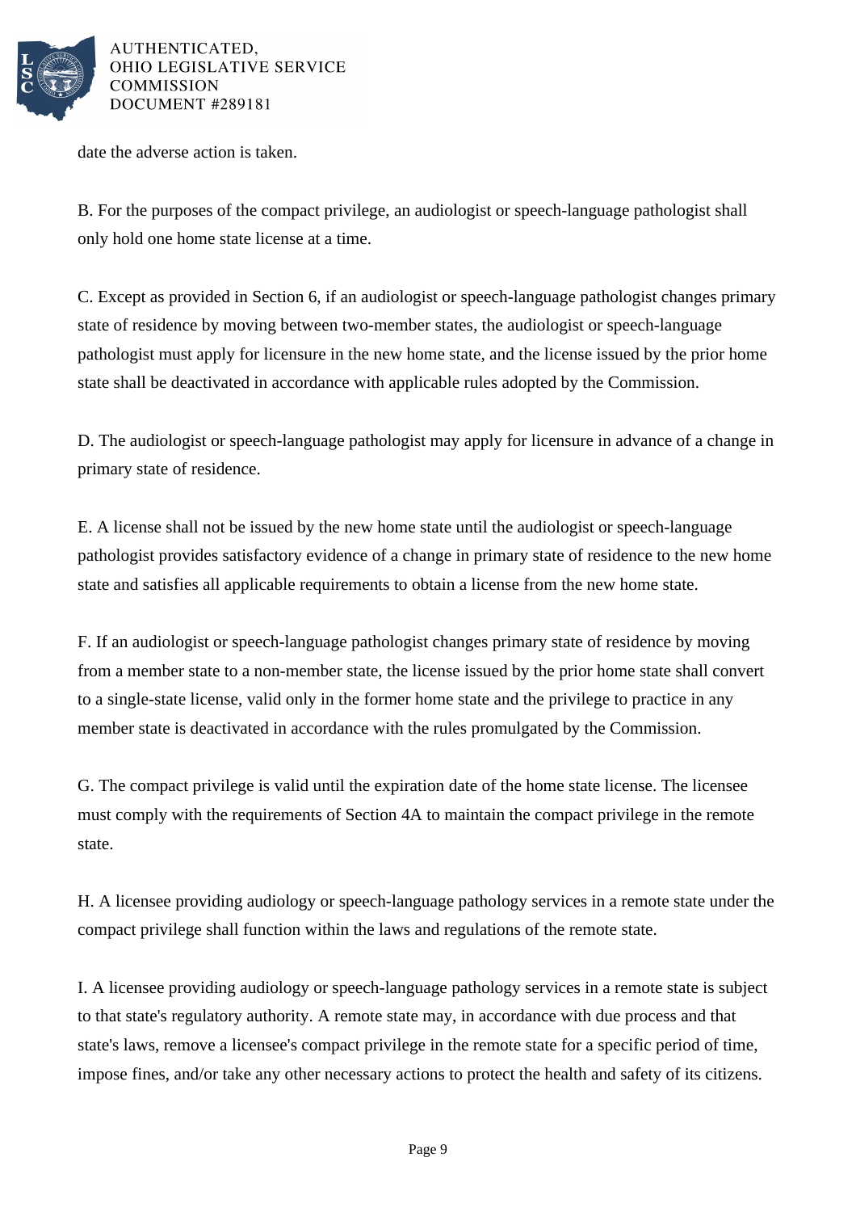date the adverse action is taken.

B. For the purposes of the compact privilege, an audiologist or speech-language pathologist shall only hold one home state license at a time.

C. Except as provided in Section 6, if an audiologist or speech-language pathologist changes primary state of residence by moving between two-member states, the audiologist or speech-language pathologist must apply for licensure in the new home state, and the license issued by the prior home state shall be deactivated in accordance with applicable rules adopted by the Commission.

D. The audiologist or speech-language pathologist may apply for licensure in advance of a change in primary state of residence.

E. A license shall not be issued by the new home state until the audiologist or speech-language pathologist provides satisfactory evidence of a change in primary state of residence to the new home state and satisfies all applicable requirements to obtain a license from the new home state.

F. If an audiologist or speech-language pathologist changes primary state of residence by moving from a member state to a non-member state, the license issued by the prior home state shall convert to a single-state license, valid only in the former home state and the privilege to practice in any member state is deactivated in accordance with the rules promulgated by the Commission.

G. The compact privilege is valid until the expiration date of the home state license. The licensee must comply with the requirements of Section 4A to maintain the compact privilege in the remote state.

H. A licensee providing audiology or speech-language pathology services in a remote state under the compact privilege shall function within the laws and regulations of the remote state.

I. A licensee providing audiology or speech-language pathology services in a remote state is subject to that state's regulatory authority. A remote state may, in accordance with due process and that state's laws, remove a licensee's compact privilege in the remote state for a specific period of time, impose fines, and/or take any other necessary actions to protect the health and safety of its citizens.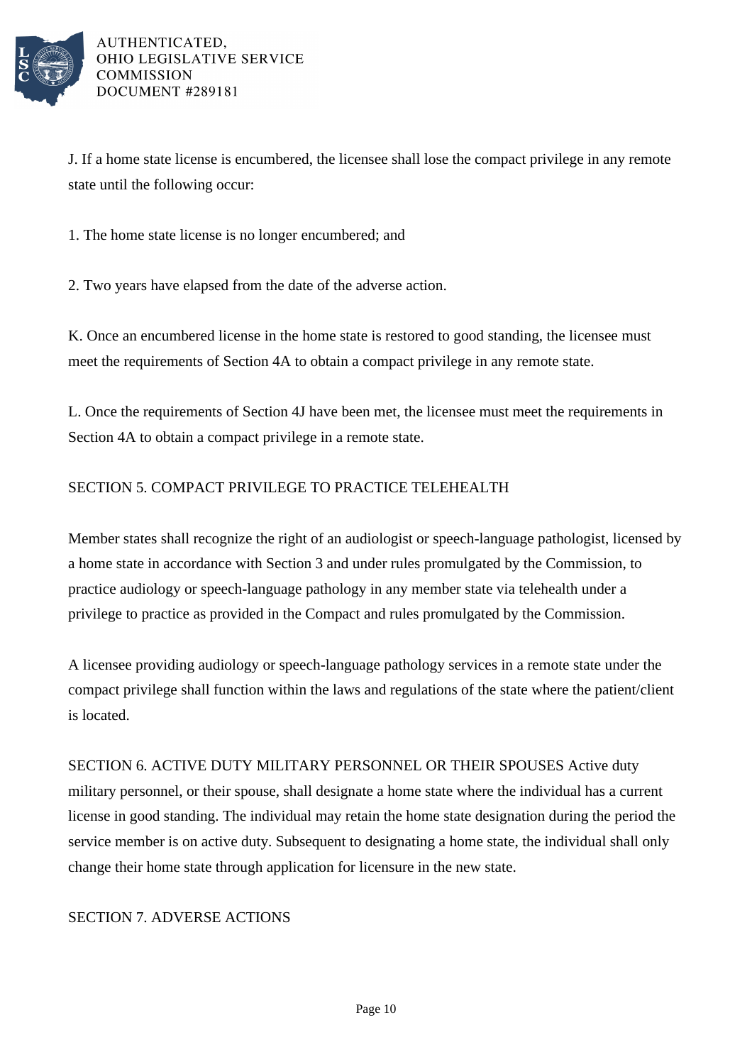J. If a home state license is encumbered, the licensee shall lose the compact privilege in any remote state until the following occur:

1. The home state license is no longer encumbered; and

2. Two years have elapsed from the date of the adverse action.

K. Once an encumbered license in the home state is restored to good standing, the licensee must meet the requirements of Section 4A to obtain a compact privilege in any remote state.

L. Once the requirements of Section 4J have been met, the licensee must meet the requirements in Section 4A to obtain a compact privilege in a remote state.

SECTION 5. COMPACT PRIVILEGE TO PRACTICE TELEHEALTH

Member states shall recognize the right of an audiologist or speech-language pathologist, licensed by a home state in accordance with Section 3 and under rules promulgated by the Commission, to practice audiology or speech-language pathology in any member state via telehealth under a privilege to practice as provided in the Compact and rules promulgated by the Commission.

A licensee providing audiology or speech-language pathology services in a remote state under the compact privilege shall function within the laws and regulations of the state where the patient/client is located.

SECTION 6. ACTIVE DUTY MILITARY PERSONNEL OR THEIR SPOUSES Active duty military personnel, or their spouse, shall designate a home state where the individual has a current license in good standing. The individual may retain the home state designation during the period the service member is on active duty. Subsequent to designating a home state, the individual shall only change their home state through application for licensure in the new state.

SECTION 7. ADVERSE ACTIONS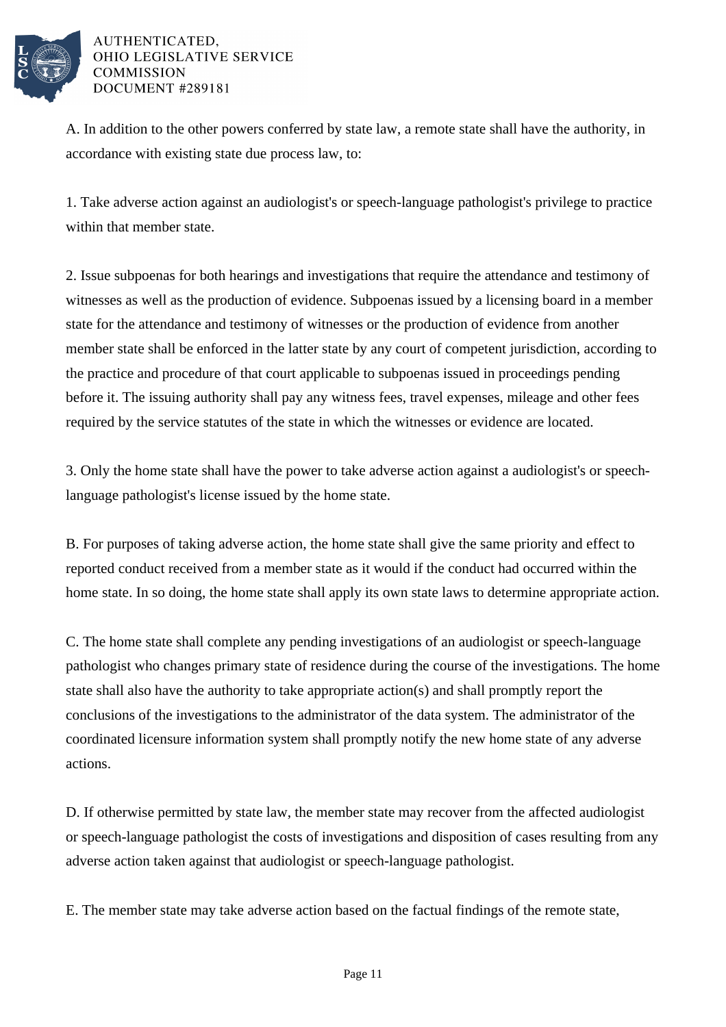A. In addition to the other powers conferred by state law, a remote state shall have the authority, in accordance with existing state due process law, to:

1. Take adverse action against an audiologist's or speech-language pathologist's privilege to practice within that member state.

2. Issue subpoenas for both hearings and investigations that require the attendance and testimony of witnesses as well as the production of evidence. Subpoenas issued by a licensing board in a member state for the attendance and testimony of witnesses or the production of evidence from another member state shall be enforced in the latter state by any court of competent jurisdiction, according to the practice and procedure of that court applicable to subpoenas issued in proceedings pending before it. The issuing authority shall pay any witness fees, travel expenses, mileage and other fees required by the service statutes of the state in which the witnesses or evidence are located.

3. Only the home state shall have the power to take adverse action against a audiologist's or speech-language pathologist's license issued by the home state.

B. For purposes of taking adverse action, the home state shall give the same priority and effect to reported conduct received from a member state as it would if the conduct had occurred within the home state. In so doing, the home state shall apply its own state laws to determine appropriate action.

C. The home state shall complete any pending investigations of an audiologist or speech-language pathologist who changes primary state of residence during the course of the investigations. The home state shall also have the authority to take appropriate action(s) and shall promptly report the conclusions of the investigations to the administrator of the data system. The administrator of the coordinated licensure information system shall promptly notify the new home state of any adverse actions.

D. If otherwise permitted by state law, the member state may recover from the affected audiologist or speech-language pathologist the costs of investigations and disposition of cases resulting from any adverse action taken against that audiologist or speech-language pathologist.

E. The member state may take adverse action based on the factual findings of the remote state,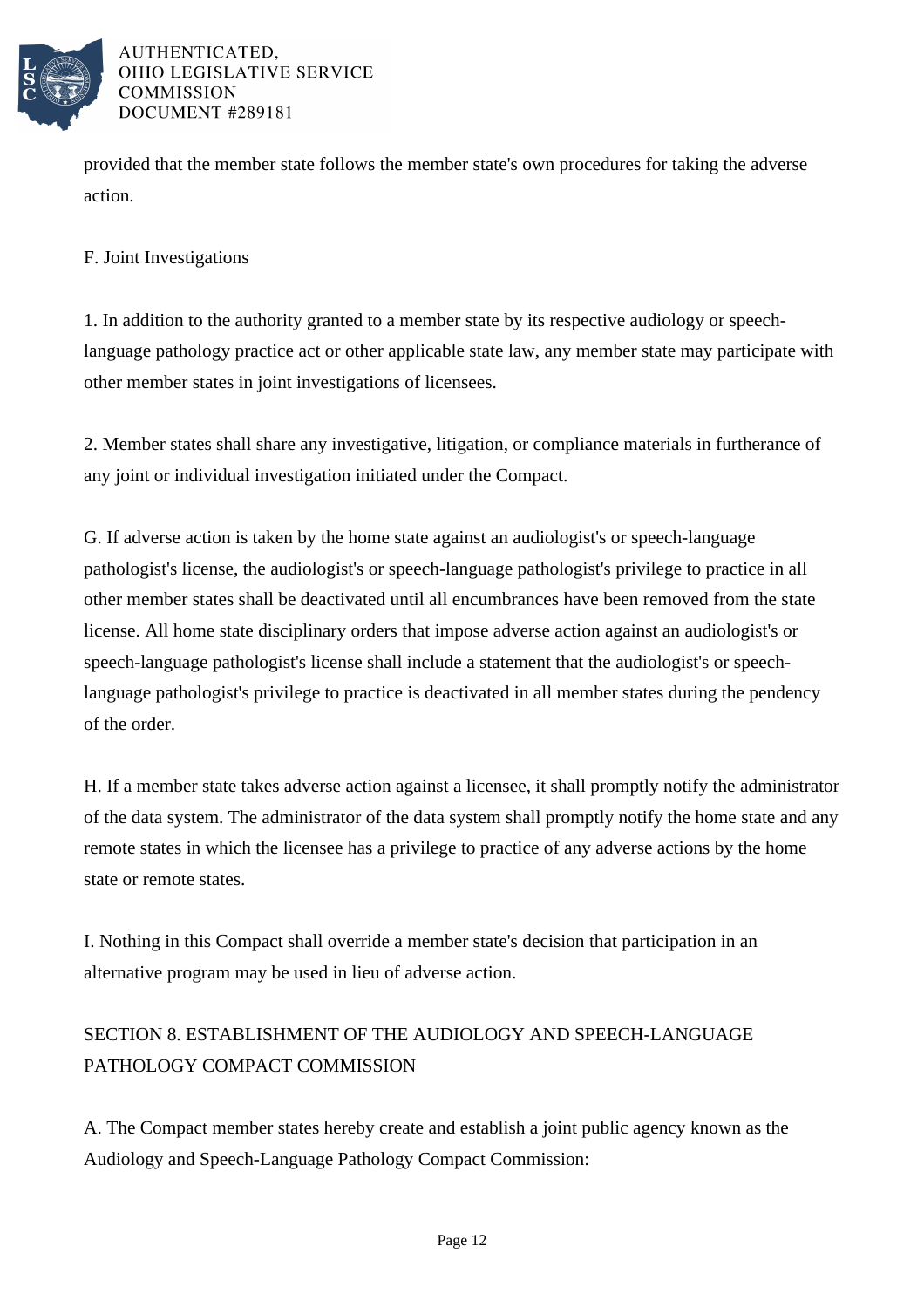provided that the member state follows the member state's own procedures for taking the adverse action.

F. Joint Investigations

1. In addition to the authority granted to a member state by its respective audiology or speech-language pathology practice act or other applicable state law, any member state may participate with other member states in joint investigations of licensees.

2. Member states shall share any investigative, litigation, or compliance materials in furtherance of any joint or individual investigation initiated under the Compact.

G. If adverse action is taken by the home state against an audiologist's or speech-language pathologist's license, the audiologist's or speech-language pathologist's privilege to practice in all other member states shall be deactivated until all encumbrances have been removed from the state license. All home state disciplinary orders that impose adverse action against an audiologist's or speech-language pathologist's license shall include a statement that the audiologist's or speech-language pathologist's privilege to practice is deactivated in all member states during the pendency of the order.

H. If a member state takes adverse action against a licensee, it shall promptly notify the administrator of the data system. The administrator of the data system shall promptly notify the home state and any remote states in which the licensee has a privilege to practice of any adverse actions by the home state or remote states.

I. Nothing in this Compact shall override a member state's decision that participation in an alternative program may be used in lieu of adverse action.

## SECTION 8. ESTABLISHMENT OF THE AUDIOLOGY AND SPEECH-LANGUAGE PATHOLOGY COMPACT COMMISSION

A. The Compact member states hereby create and establish a joint public agency known as the Audiology and Speech-Language Pathology Compact Commission: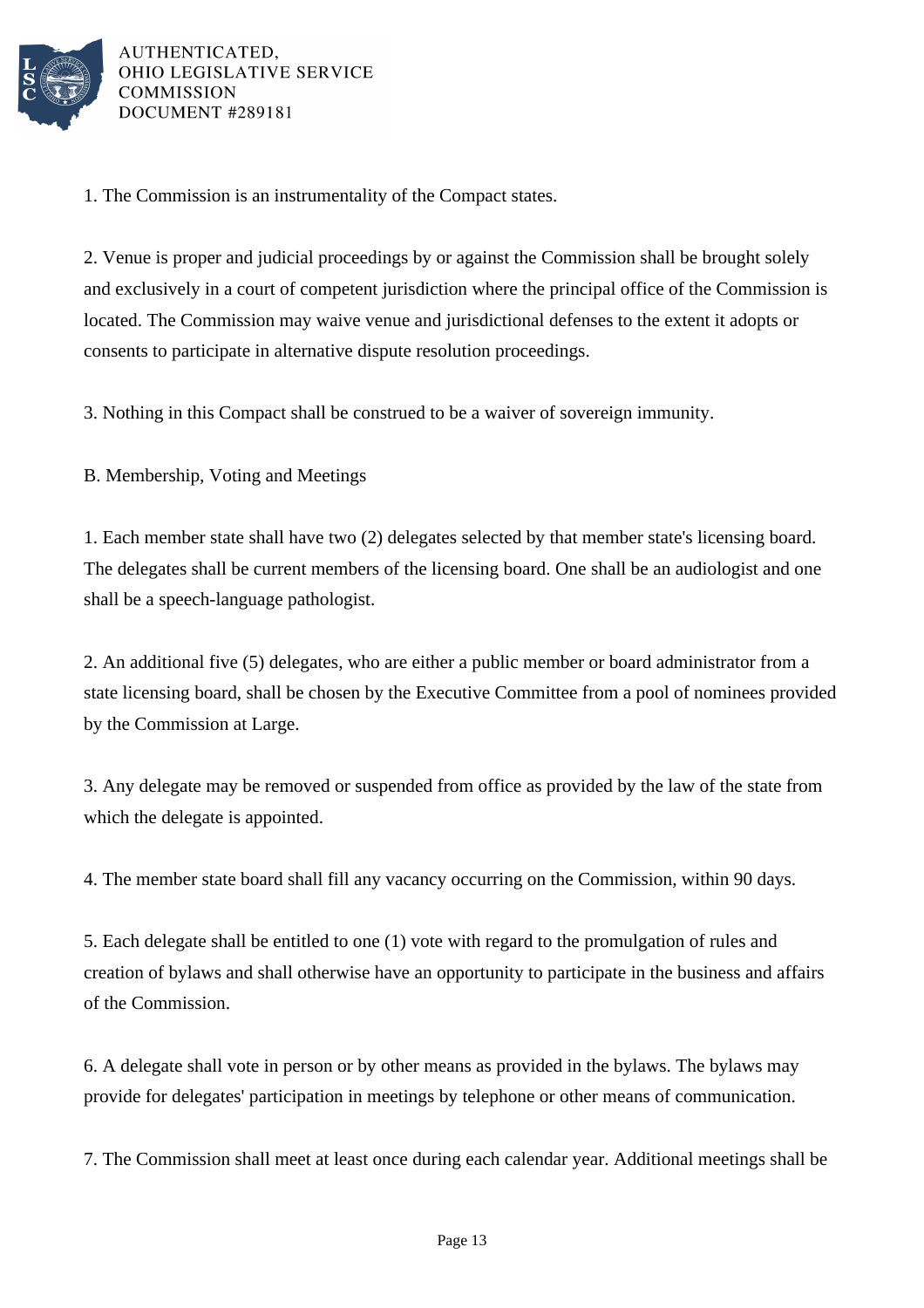1. The Commission is an instrumentality of the Compact states.

2. Venue is proper and judicial proceedings by or against the Commission shall be brought solely and exclusively in a court of competent jurisdiction where the principal office of the Commission is located. The Commission may waive venue and jurisdictional defenses to the extent it adopts or consents to participate in alternative dispute resolution proceedings.

3. Nothing in this Compact shall be construed to be a waiver of sovereign immunity.

B. Membership, Voting and Meetings

1. Each member state shall have two (2) delegates selected by that member state's licensing board. The delegates shall be current members of the licensing board. One shall be an audiologist and one shall be a speech-language pathologist.

2. An additional five (5) delegates, who are either a public member or board administrator from a state licensing board, shall be chosen by the Executive Committee from a pool of nominees provided by the Commission at Large.

3. Any delegate may be removed or suspended from office as provided by the law of the state from which the delegate is appointed.

4. The member state board shall fill any vacancy occurring on the Commission, within 90 days.

5. Each delegate shall be entitled to one (1) vote with regard to the promulgation of rules and creation of bylaws and shall otherwise have an opportunity to participate in the business and affairs of the Commission.

6. A delegate shall vote in person or by other means as provided in the bylaws. The bylaws may provide for delegates' participation in meetings by telephone or other means of communication.

7. The Commission shall meet at least once during each calendar year. Additional meetings shall be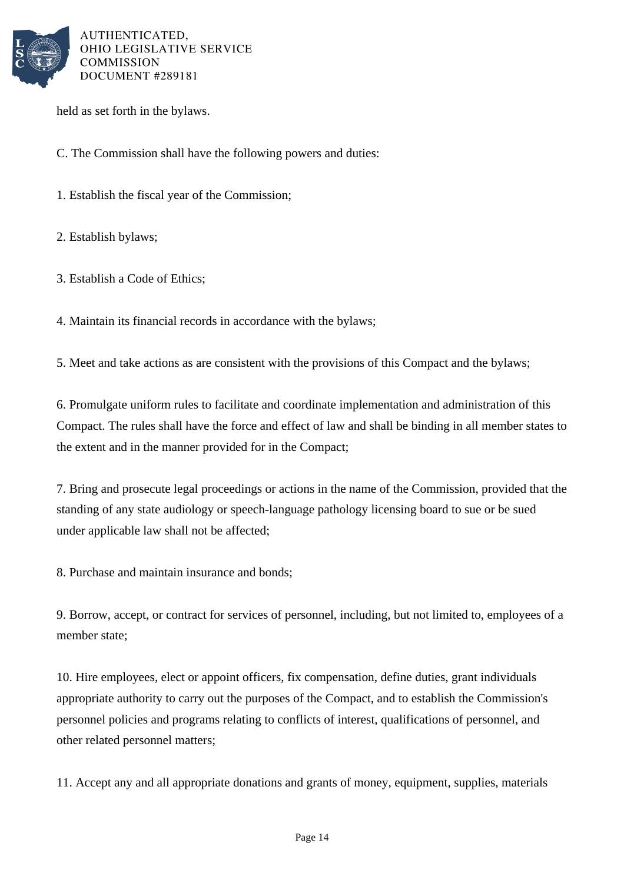held as set forth in the bylaws.

C. The Commission shall have the following powers and duties:

1. Establish the fiscal year of the Commission;

2. Establish bylaws;

3. Establish a Code of Ethics;

4. Maintain its financial records in accordance with the bylaws;

5. Meet and take actions as are consistent with the provisions of this Compact and the bylaws;

6. Promulgate uniform rules to facilitate and coordinate implementation and administration of this Compact. The rules shall have the force and effect of law and shall be binding in all member states to the extent and in the manner provided for in the Compact;

7. Bring and prosecute legal proceedings or actions in the name of the Commission, provided that the standing of any state audiology or speech-language pathology licensing board to sue or be sued under applicable law shall not be affected;

8. Purchase and maintain insurance and bonds;

9. Borrow, accept, or contract for services of personnel, including, but not limited to, employees of a member state;

10. Hire employees, elect or appoint officers, fix compensation, define duties, grant individuals appropriate authority to carry out the purposes of the Compact, and to establish the Commission's personnel policies and programs relating to conflicts of interest, qualifications of personnel, and other related personnel matters;

11. Accept any and all appropriate donations and grants of money, equipment, supplies, materials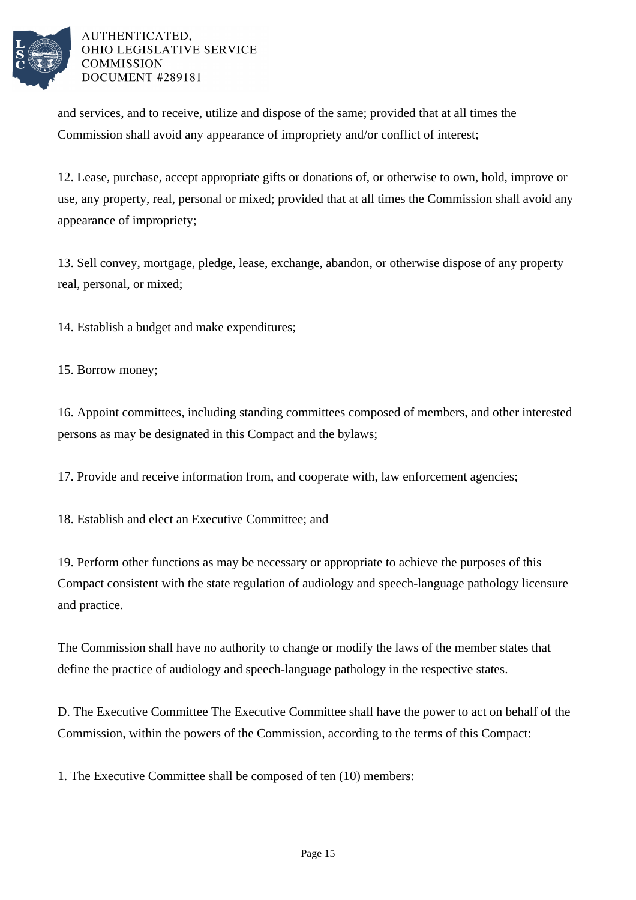and services, and to receive, utilize and dispose of the same; provided that at all times the Commission shall avoid any appearance of impropriety and/or conflict of interest;

12. Lease, purchase, accept appropriate gifts or donations of, or otherwise to own, hold, improve or use, any property, real, personal or mixed; provided that at all times the Commission shall avoid any appearance of impropriety;

13. Sell convey, mortgage, pledge, lease, exchange, abandon, or otherwise dispose of any property real, personal, or mixed;

14. Establish a budget and make expenditures;

15. Borrow money;

16. Appoint committees, including standing committees composed of members, and other interested persons as may be designated in this Compact and the bylaws;

17. Provide and receive information from, and cooperate with, law enforcement agencies;

18. Establish and elect an Executive Committee; and

19. Perform other functions as may be necessary or appropriate to achieve the purposes of this Compact consistent with the state regulation of audiology and speech-language pathology licensure and practice.

The Commission shall have no authority to change or modify the laws of the member states that define the practice of audiology and speech-language pathology in the respective states.

D. The Executive Committee The Executive Committee shall have the power to act on behalf of the Commission, within the powers of the Commission, according to the terms of this Compact:

1. The Executive Committee shall be composed of ten (10) members: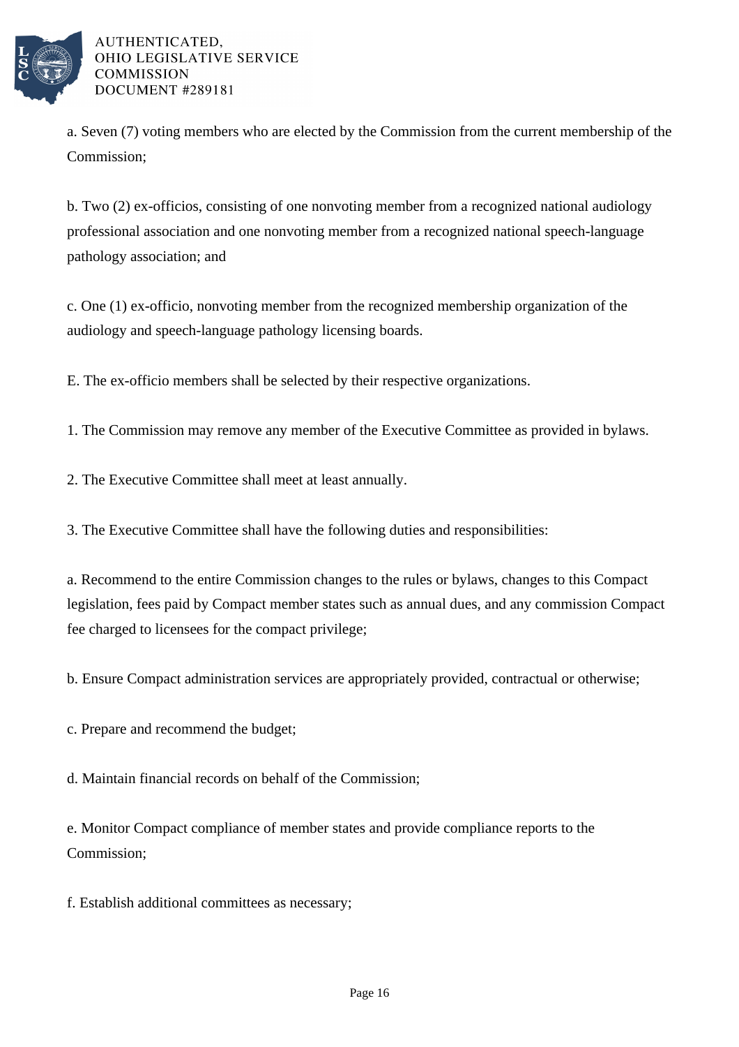a. Seven (7) voting members who are elected by the Commission from the current membership of the Commission;

b. Two (2) ex-officios, consisting of one nonvoting member from a recognized national audiology professional association and one nonvoting member from a recognized national speech-language pathology association; and

c. One (1) ex-officio, nonvoting member from the recognized membership organization of the audiology and speech-language pathology licensing boards.

E. The ex-officio members shall be selected by their respective organizations.

1. The Commission may remove any member of the Executive Committee as provided in bylaws.

2. The Executive Committee shall meet at least annually.

3. The Executive Committee shall have the following duties and responsibilities:

a. Recommend to the entire Commission changes to the rules or bylaws, changes to this Compact legislation, fees paid by Compact member states such as annual dues, and any commission Compact fee charged to licensees for the compact privilege;

b. Ensure Compact administration services are appropriately provided, contractual or otherwise;

c. Prepare and recommend the budget;

d. Maintain financial records on behalf of the Commission;

e. Monitor Compact compliance of member states and provide compliance reports to the Commission;

f. Establish additional committees as necessary;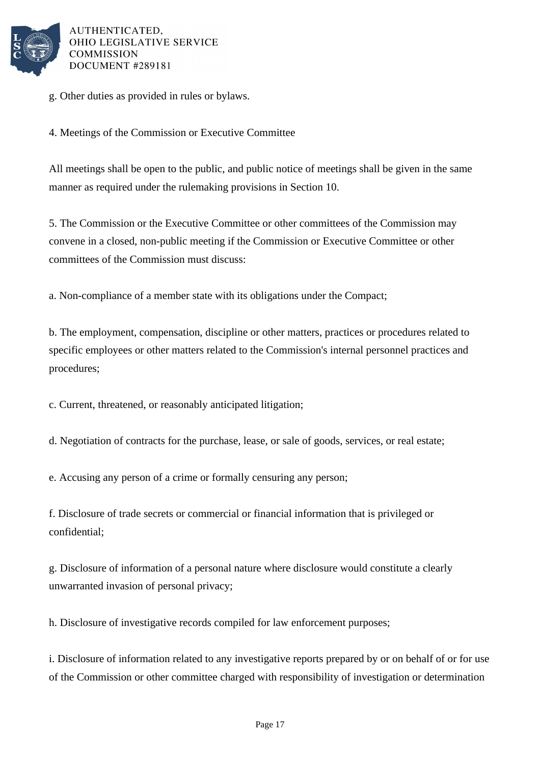g. Other duties as provided in rules or bylaws.

4. Meetings of the Commission or Executive Committee

All meetings shall be open to the public, and public notice of meetings shall be given in the same manner as required under the rulemaking provisions in Section 10.

5. The Commission or the Executive Committee or other committees of the Commission may convene in a closed, non-public meeting if the Commission or Executive Committee or other committees of the Commission must discuss:

a. Non-compliance of a member state with its obligations under the Compact;

b. The employment, compensation, discipline or other matters, practices or procedures related to specific employees or other matters related to the Commission's internal personnel practices and procedures;

c. Current, threatened, or reasonably anticipated litigation;

d. Negotiation of contracts for the purchase, lease, or sale of goods, services, or real estate;

e. Accusing any person of a crime or formally censuring any person;

f. Disclosure of trade secrets or commercial or financial information that is privileged or confidential;

g. Disclosure of information of a personal nature where disclosure would constitute a clearly unwarranted invasion of personal privacy;

h. Disclosure of investigative records compiled for law enforcement purposes;

i. Disclosure of information related to any investigative reports prepared by or on behalf of or for use of the Commission or other committee charged with responsibility of investigation or determination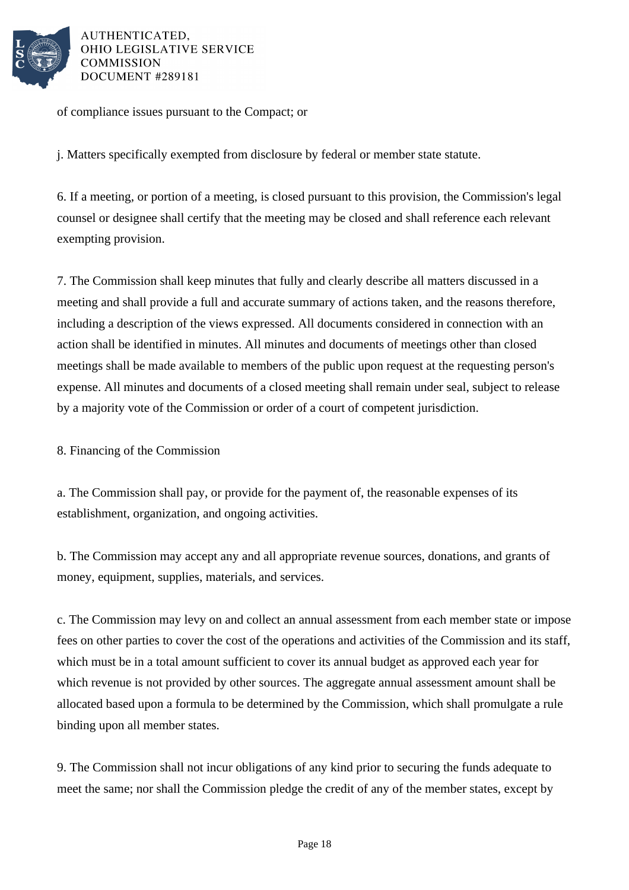of compliance issues pursuant to the Compact; or

j. Matters specifically exempted from disclosure by federal or member state statute.

6. If a meeting, or portion of a meeting, is closed pursuant to this provision, the Commission's legal counsel or designee shall certify that the meeting may be closed and shall reference each relevant exempting provision.

7. The Commission shall keep minutes that fully and clearly describe all matters discussed in a meeting and shall provide a full and accurate summary of actions taken, and the reasons therefore, including a description of the views expressed. All documents considered in connection with an action shall be identified in minutes. All minutes and documents of meetings other than closed meetings shall be made available to members of the public upon request at the requesting person's expense. All minutes and documents of a closed meeting shall remain under seal, subject to release by a majority vote of the Commission or order of a court of competent jurisdiction.

8. Financing of the Commission

a. The Commission shall pay, or provide for the payment of, the reasonable expenses of its establishment, organization, and ongoing activities.

b. The Commission may accept any and all appropriate revenue sources, donations, and grants of money, equipment, supplies, materials, and services.

c. The Commission may levy on and collect an annual assessment from each member state or impose fees on other parties to cover the cost of the operations and activities of the Commission and its staff, which must be in a total amount sufficient to cover its annual budget as approved each year for which revenue is not provided by other sources. The aggregate annual assessment amount shall be allocated based upon a formula to be determined by the Commission, which shall promulgate a rule binding upon all member states.

9. The Commission shall not incur obligations of any kind prior to securing the funds adequate to meet the same; nor shall the Commission pledge the credit of any of the member states, except by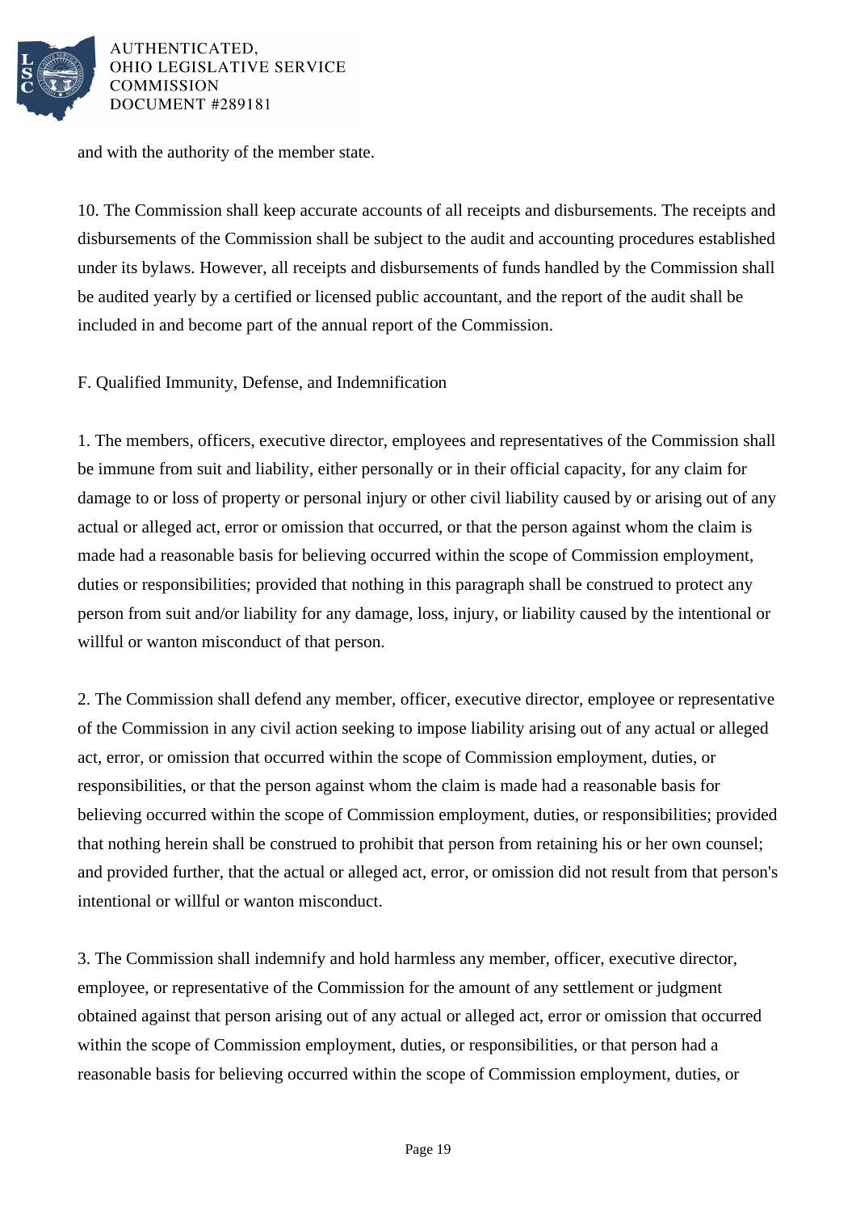and with the authority of the member state.

10. The Commission shall keep accurate accounts of all receipts and disbursements. The receipts and disbursements of the Commission shall be subject to the audit and accounting procedures established under its bylaws. However, all receipts and disbursements of funds handled by the Commission shall be audited yearly by a certified or licensed public accountant, and the report of the audit shall be included in and become part of the annual report of the Commission.

F. Qualified Immunity, Defense, and Indemnification

1. The members, officers, executive director, employees and representatives of the Commission shall be immune from suit and liability, either personally or in their official capacity, for any claim for damage to or loss of property or personal injury or other civil liability caused by or arising out of any actual or alleged act, error or omission that occurred, or that the person against whom the claim is made had a reasonable basis for believing occurred within the scope of Commission employment, duties or responsibilities; provided that nothing in this paragraph shall be construed to protect any person from suit and/or liability for any damage, loss, injury, or liability caused by the intentional or willful or wanton misconduct of that person.

2. The Commission shall defend any member, officer, executive director, employee or representative of the Commission in any civil action seeking to impose liability arising out of any actual or alleged act, error, or omission that occurred within the scope of Commission employment, duties, or responsibilities, or that the person against whom the claim is made had a reasonable basis for believing occurred within the scope of Commission employment, duties, or responsibilities; provided that nothing herein shall be construed to prohibit that person from retaining his or her own counsel; and provided further, that the actual or alleged act, error, or omission did not result from that person's intentional or willful or wanton misconduct.

3. The Commission shall indemnify and hold harmless any member, officer, executive director, employee, or representative of the Commission for the amount of any settlement or judgment obtained against that person arising out of any actual or alleged act, error or omission that occurred within the scope of Commission employment, duties, or responsibilities, or that person had a reasonable basis for believing occurred within the scope of Commission employment, duties, or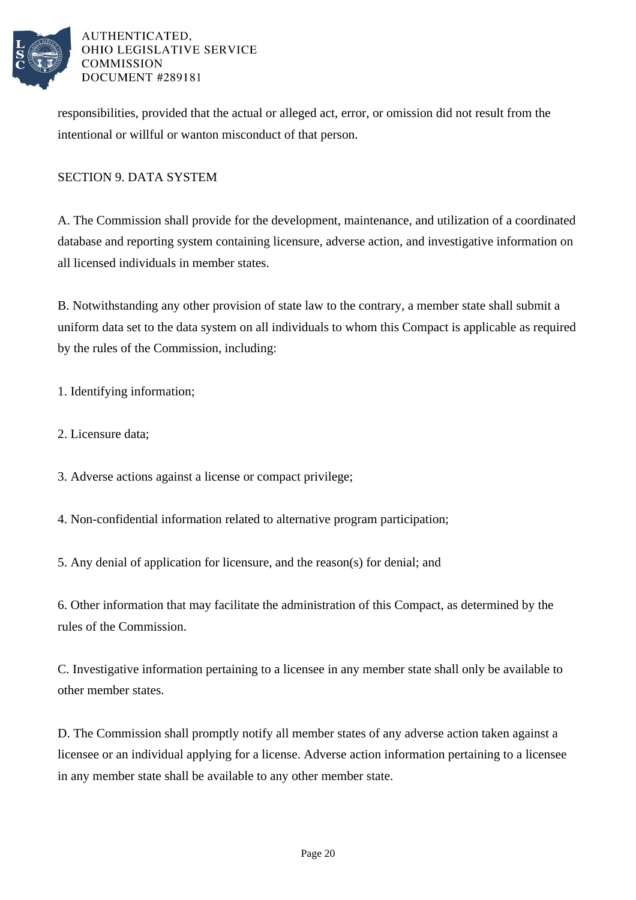responsibilities, provided that the actual or alleged act, error, or omission did not result from the intentional or willful or wanton misconduct of that person.

## SECTION 9. DATA SYSTEM

A. The Commission shall provide for the development, maintenance, and utilization of a coordinated database and reporting system containing licensure, adverse action, and investigative information on all licensed individuals in member states.

B. Notwithstanding any other provision of state law to the contrary, a member state shall submit a uniform data set to the data system on all individuals to whom this Compact is applicable as required by the rules of the Commission, including:

1. Identifying information;

2. Licensure data;

3. Adverse actions against a license or compact privilege;

4. Non-confidential information related to alternative program participation;

5. Any denial of application for licensure, and the reason(s) for denial; and

6. Other information that may facilitate the administration of this Compact, as determined by the rules of the Commission.

C. Investigative information pertaining to a licensee in any member state shall only be available to other member states.

D. The Commission shall promptly notify all member states of any adverse action taken against a licensee or an individual applying for a license. Adverse action information pertaining to a licensee in any member state shall be available to any other member state.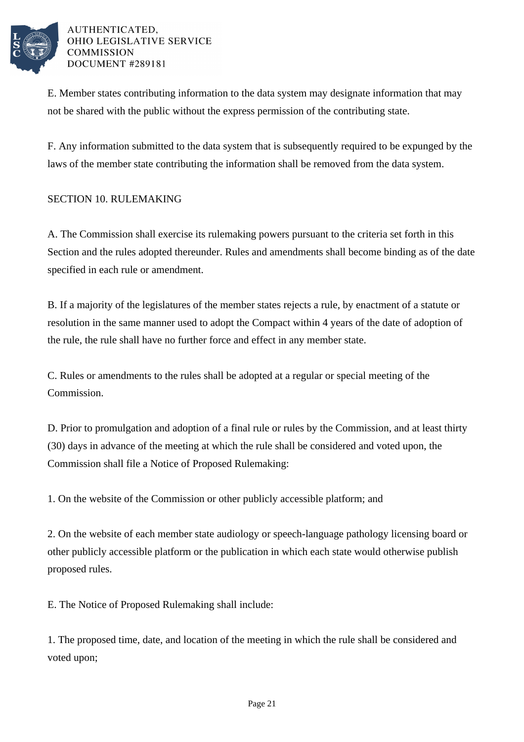E. Member states contributing information to the data system may designate information that may not be shared with the public without the express permission of the contributing state.

F. Any information submitted to the data system that is subsequently required to be expunged by the laws of the member state contributing the information shall be removed from the data system.

SECTION 10. RULEMAKING

A. The Commission shall exercise its rulemaking powers pursuant to the criteria set forth in this Section and the rules adopted thereunder. Rules and amendments shall become binding as of the date specified in each rule or amendment.

B. If a majority of the legislatures of the member states rejects a rule, by enactment of a statute or resolution in the same manner used to adopt the Compact within 4 years of the date of adoption of the rule, the rule shall have no further force and effect in any member state.

C. Rules or amendments to the rules shall be adopted at a regular or special meeting of the Commission.

D. Prior to promulgation and adoption of a final rule or rules by the Commission, and at least thirty (30) days in advance of the meeting at which the rule shall be considered and voted upon, the Commission shall file a Notice of Proposed Rulemaking:

1. On the website of the Commission or other publicly accessible platform; and

2. On the website of each member state audiology or speech-language pathology licensing board or other publicly accessible platform or the publication in which each state would otherwise publish proposed rules.

E. The Notice of Proposed Rulemaking shall include:

1. The proposed time, date, and location of the meeting in which the rule shall be considered and voted upon;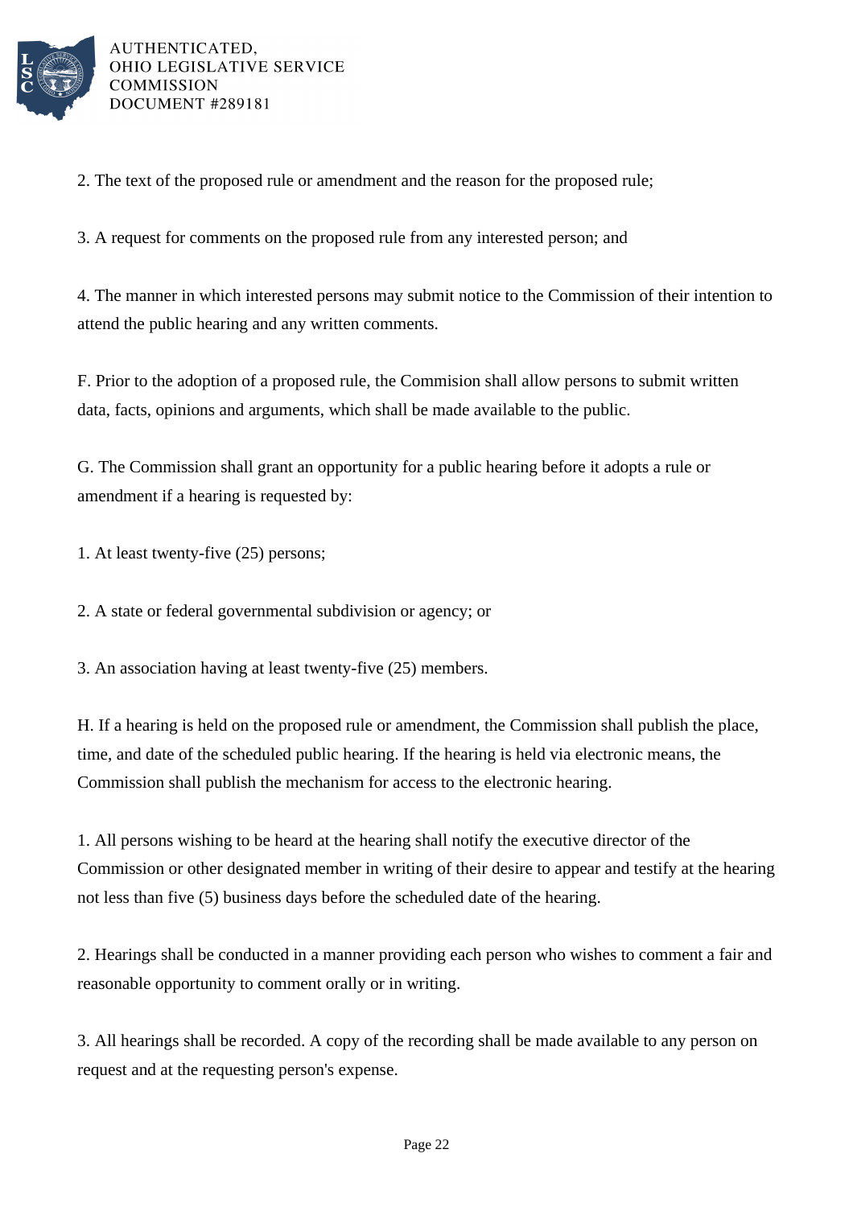2. The text of the proposed rule or amendment and the reason for the proposed rule;

3. A request for comments on the proposed rule from any interested person; and

4. The manner in which interested persons may submit notice to the Commission of their intention to attend the public hearing and any written comments.

F. Prior to the adoption of a proposed rule, the Commision shall allow persons to submit written data, facts, opinions and arguments, which shall be made available to the public.

G. The Commission shall grant an opportunity for a public hearing before it adopts a rule or amendment if a hearing is requested by:

1. At least twenty-five (25) persons;

2. A state or federal governmental subdivision or agency; or

3. An association having at least twenty-five (25) members.

H. If a hearing is held on the proposed rule or amendment, the Commission shall publish the place, time, and date of the scheduled public hearing. If the hearing is held via electronic means, the Commission shall publish the mechanism for access to the electronic hearing.

1. All persons wishing to be heard at the hearing shall notify the executive director of the Commission or other designated member in writing of their desire to appear and testify at the hearing not less than five (5) business days before the scheduled date of the hearing.

2. Hearings shall be conducted in a manner providing each person who wishes to comment a fair and reasonable opportunity to comment orally or in writing.

3. All hearings shall be recorded. A copy of the recording shall be made available to any person on request and at the requesting person's expense.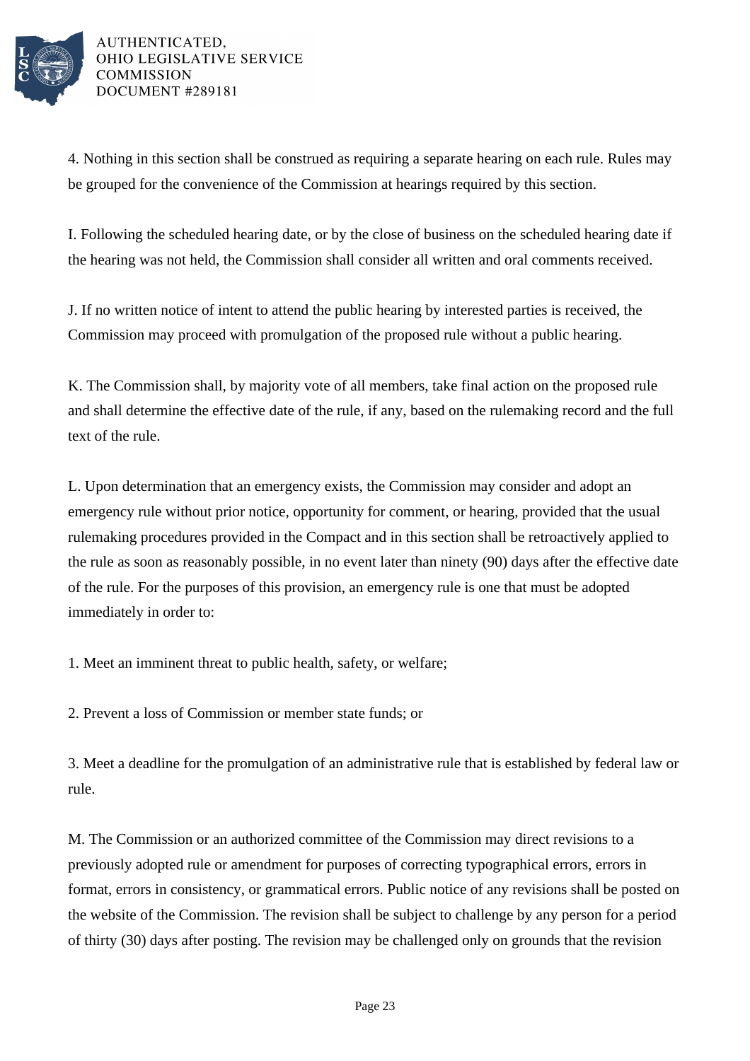4. Nothing in this section shall be construed as requiring a separate hearing on each rule. Rules may be grouped for the convenience of the Commission at hearings required by this section.

I. Following the scheduled hearing date, or by the close of business on the scheduled hearing date if the hearing was not held, the Commission shall consider all written and oral comments received.

J. If no written notice of intent to attend the public hearing by interested parties is received, the Commission may proceed with promulgation of the proposed rule without a public hearing.

K. The Commission shall, by majority vote of all members, take final action on the proposed rule and shall determine the effective date of the rule, if any, based on the rulemaking record and the full text of the rule.

L. Upon determination that an emergency exists, the Commission may consider and adopt an emergency rule without prior notice, opportunity for comment, or hearing, provided that the usual rulemaking procedures provided in the Compact and in this section shall be retroactively applied to the rule as soon as reasonably possible, in no event later than ninety (90) days after the effective date of the rule. For the purposes of this provision, an emergency rule is one that must be adopted immediately in order to:

1. Meet an imminent threat to public health, safety, or welfare;

2. Prevent a loss of Commission or member state funds; or

3. Meet a deadline for the promulgation of an administrative rule that is established by federal law or rule.

M. The Commission or an authorized committee of the Commission may direct revisions to a previously adopted rule or amendment for purposes of correcting typographical errors, errors in format, errors in consistency, or grammatical errors. Public notice of any revisions shall be posted on the website of the Commission. The revision shall be subject to challenge by any person for a period of thirty (30) days after posting. The revision may be challenged only on grounds that the revision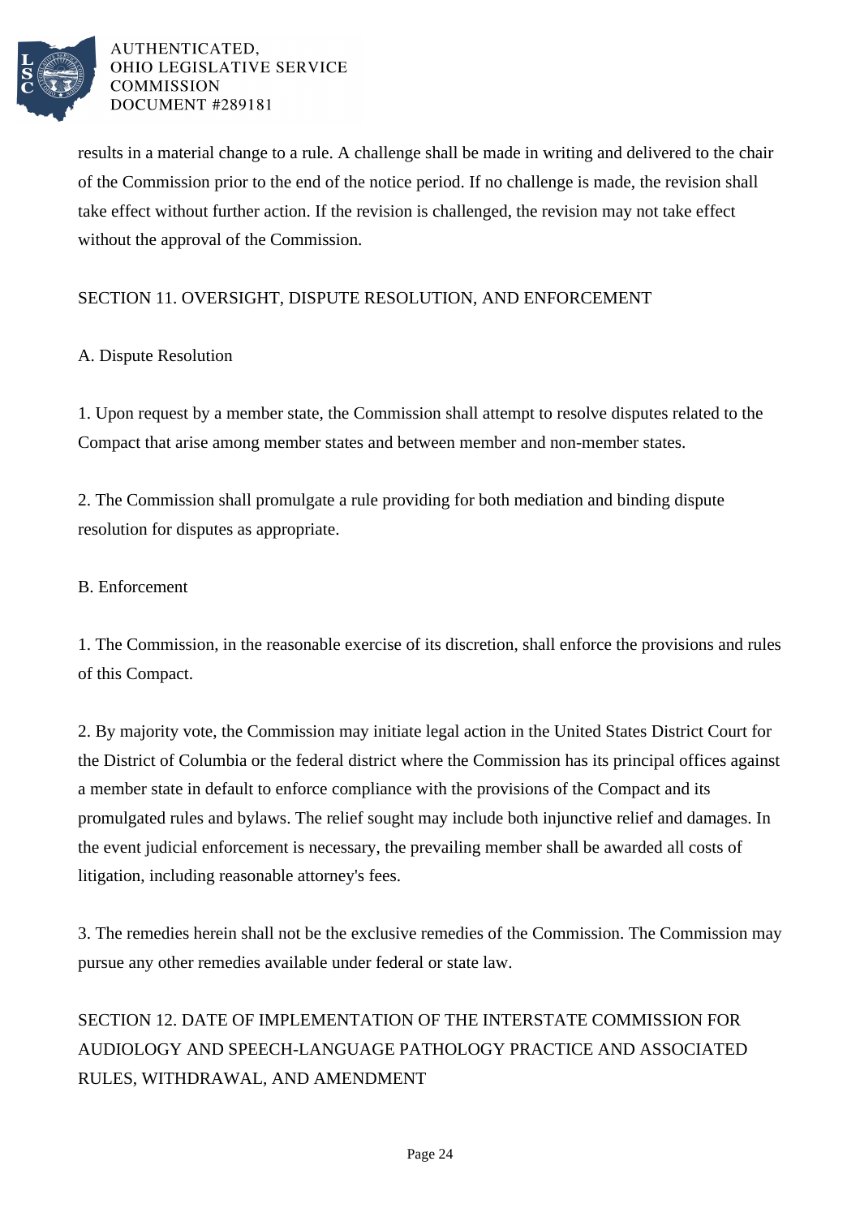results in a material change to a rule. A challenge shall be made in writing and delivered to the chair of the Commission prior to the end of the notice period. If no challenge is made, the revision shall take effect without further action. If the revision is challenged, the revision may not take effect without the approval of the Commission.

SECTION 11. OVERSIGHT, DISPUTE RESOLUTION, AND ENFORCEMENT

A. Dispute Resolution

1. Upon request by a member state, the Commission shall attempt to resolve disputes related to the Compact that arise among member states and between member and non-member states.

2. The Commission shall promulgate a rule providing for both mediation and binding dispute resolution for disputes as appropriate.

B. Enforcement

1. The Commission, in the reasonable exercise of its discretion, shall enforce the provisions and rules of this Compact.

2. By majority vote, the Commission may initiate legal action in the United States District Court for the District of Columbia or the federal district where the Commission has its principal offices against a member state in default to enforce compliance with the provisions of the Compact and its promulgated rules and bylaws. The relief sought may include both injunctive relief and damages. In the event judicial enforcement is necessary, the prevailing member shall be awarded all costs of litigation, including reasonable attorney's fees.

3. The remedies herein shall not be the exclusive remedies of the Commission. The Commission may pursue any other remedies available under federal or state law.

SECTION 12. DATE OF IMPLEMENTATION OF THE INTERSTATE COMMISSION FOR AUDIOLOGY AND SPEECH-LANGUAGE PATHOLOGY PRACTICE AND ASSOCIATED RULES, WITHDRAWAL, AND AMENDMENT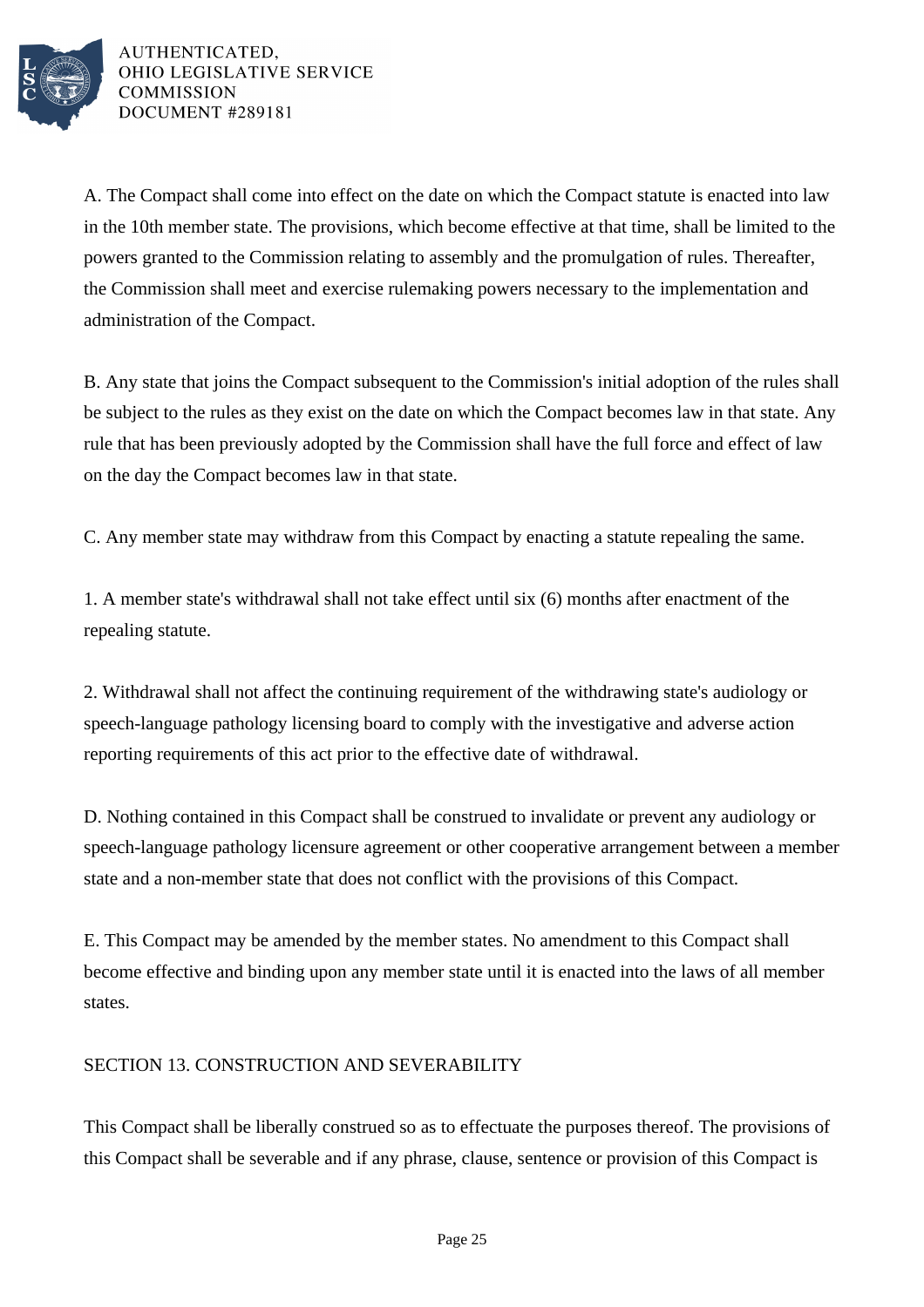A. The Compact shall come into effect on the date on which the Compact statute is enacted into law in the 10th member state. The provisions, which become effective at that time, shall be limited to the powers granted to the Commission relating to assembly and the promulgation of rules. Thereafter, the Commission shall meet and exercise rulemaking powers necessary to the implementation and administration of the Compact.

B. Any state that joins the Compact subsequent to the Commission's initial adoption of the rules shall be subject to the rules as they exist on the date on which the Compact becomes law in that state. Any rule that has been previously adopted by the Commission shall have the full force and effect of law on the day the Compact becomes law in that state.

C. Any member state may withdraw from this Compact by enacting a statute repealing the same.

1. A member state's withdrawal shall not take effect until six (6) months after enactment of the repealing statute.

2. Withdrawal shall not affect the continuing requirement of the withdrawing state's audiology or speech-language pathology licensing board to comply with the investigative and adverse action reporting requirements of this act prior to the effective date of withdrawal.

D. Nothing contained in this Compact shall be construed to invalidate or prevent any audiology or speech-language pathology licensure agreement or other cooperative arrangement between a member state and a non-member state that does not conflict with the provisions of this Compact.

E. This Compact may be amended by the member states. No amendment to this Compact shall become effective and binding upon any member state until it is enacted into the laws of all member states.

SECTION 13. CONSTRUCTION AND SEVERABILITY

This Compact shall be liberally construed so as to effectuate the purposes thereof. The provisions of this Compact shall be severable and if any phrase, clause, sentence or provision of this Compact is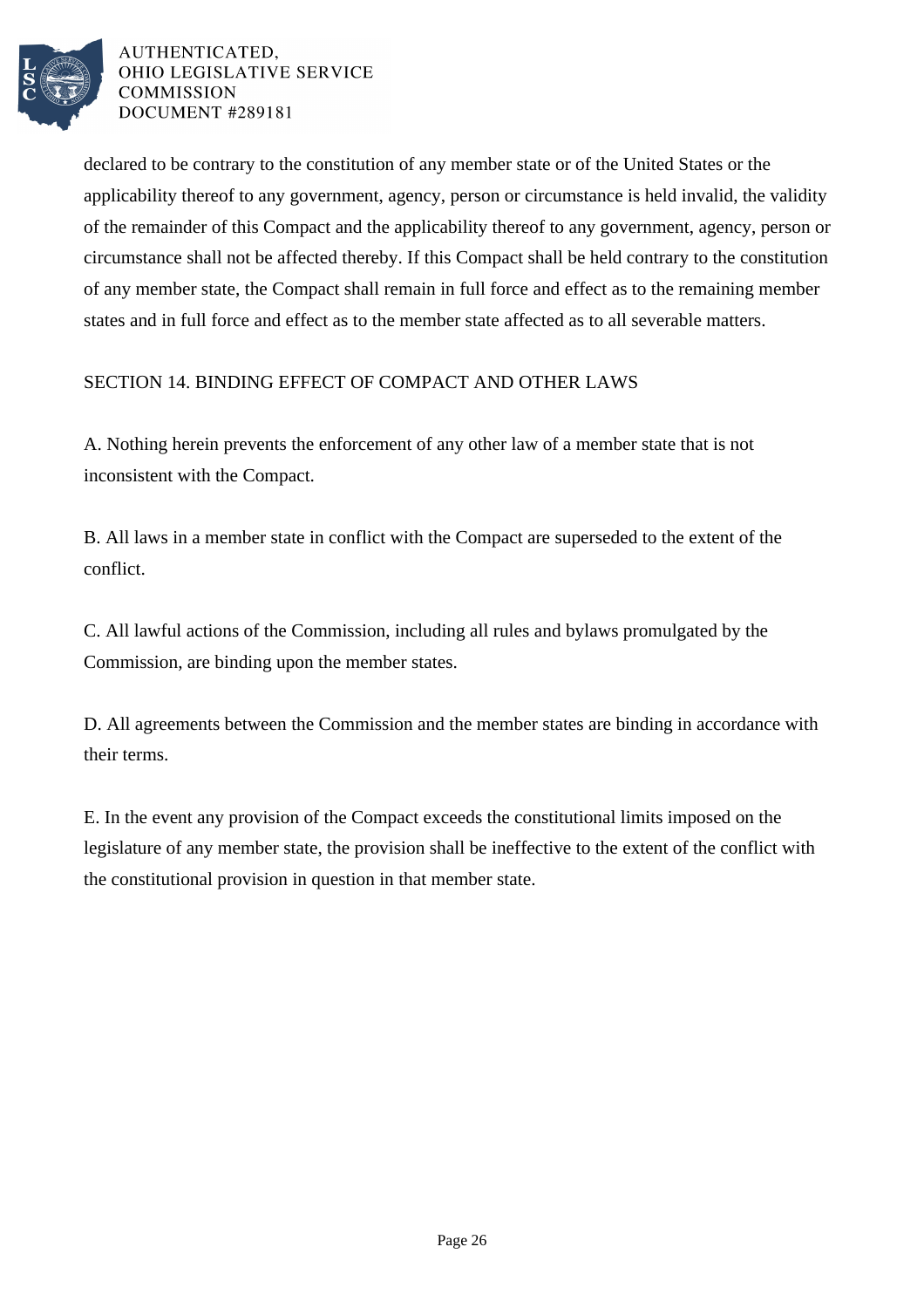declared to be contrary to the constitution of any member state or of the United States or the applicability thereof to any government, agency, person or circumstance is held invalid, the validity of the remainder of this Compact and the applicability thereof to any government, agency, person or circumstance shall not be affected thereby. If this Compact shall be held contrary to the constitution of any member state, the Compact shall remain in full force and effect as to the remaining member states and in full force and effect as to the member state affected as to all severable matters.

SECTION 14. BINDING EFFECT OF COMPACT AND OTHER LAWS

A. Nothing herein prevents the enforcement of any other law of a member state that is not inconsistent with the Compact.

B. All laws in a member state in conflict with the Compact are superseded to the extent of the conflict.

C. All lawful actions of the Commission, including all rules and bylaws promulgated by the Commission, are binding upon the member states.

D. All agreements between the Commission and the member states are binding in accordance with their terms.

E. In the event any provision of the Compact exceeds the constitutional limits imposed on the legislature of any member state, the provision shall be ineffective to the extent of the conflict with the constitutional provision in question in that member state.